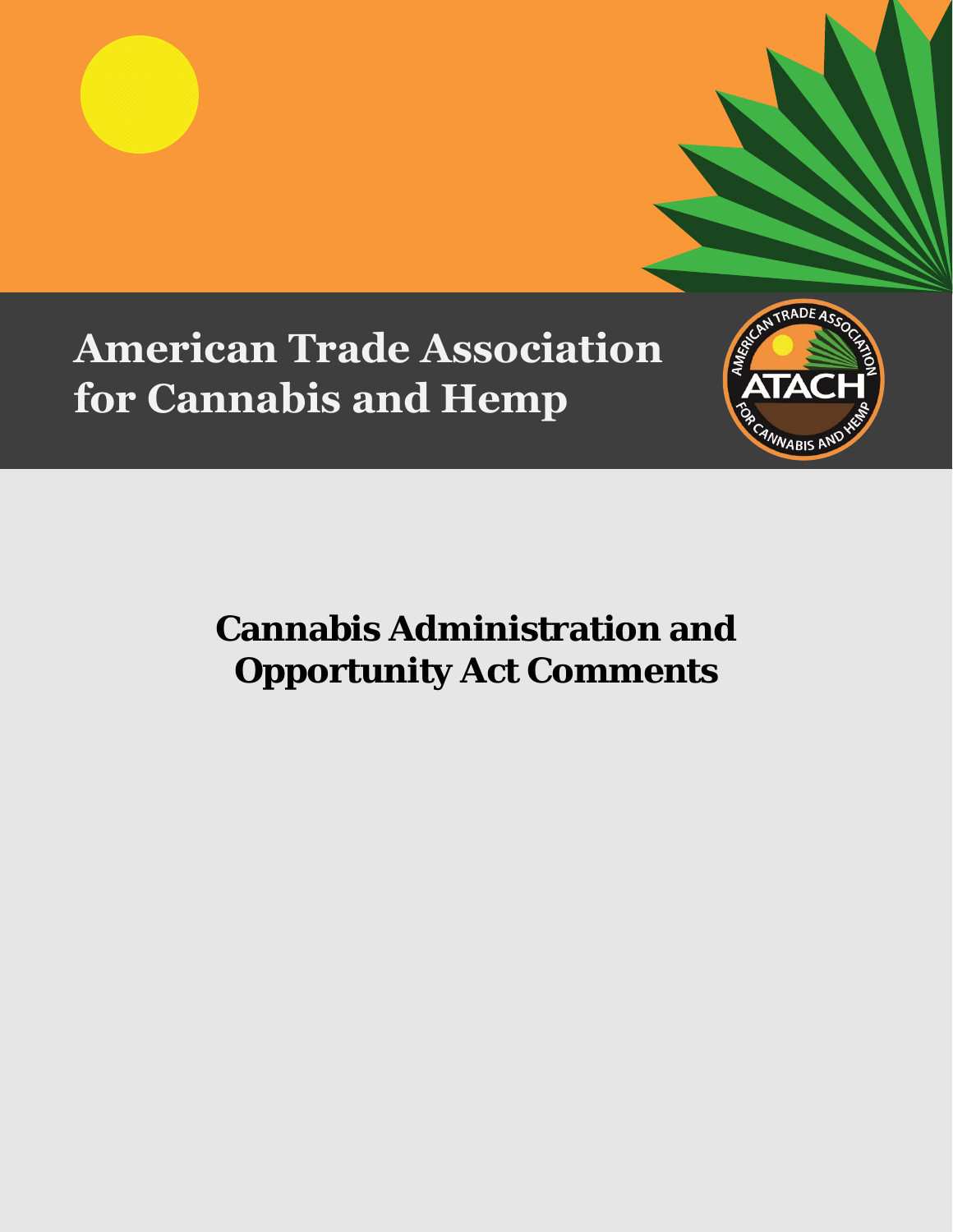# American Trade Association for Cannabis and Hemp

## Cannabis Administration and Opportunity Act Comments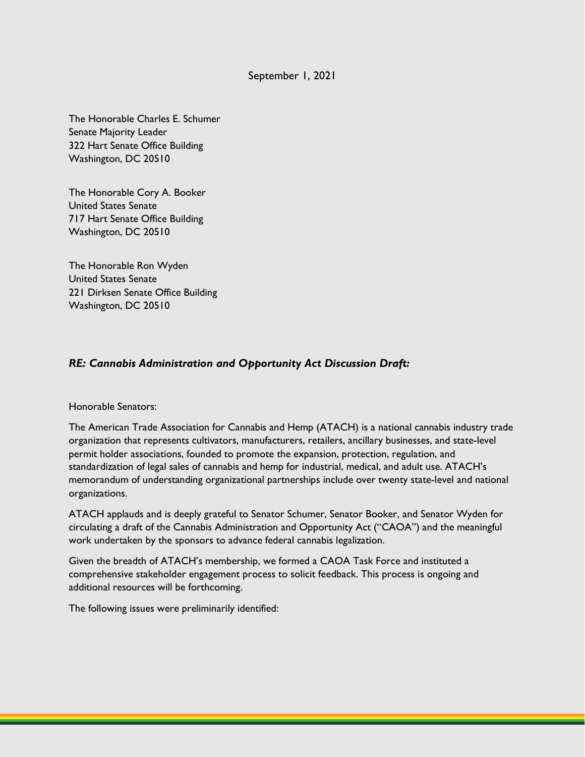September 1, 2021

The Honorable Charles E. Schumer
Senate Majority Leader
322 Hart Senate Office Building
Washington, DC 20510

The Honorable Cory A. Booker
United States Senate
717 Hart Senate Office Building
Washington, DC 20510

The Honorable Ron Wyden
United States Senate
221 Dirksen Senate Office Building
Washington, DC 20510

***RE: Cannabis Administration and Opportunity Act Discussion Draft:***

Honorable Senators:

The American Trade Association for Cannabis and Hemp (ATACH) is a national cannabis industry trade organization that represents cultivators, manufacturers, retailers, ancillary businesses, and state-level permit holder associations, founded to promote the expansion, protection, regulation, and standardization of legal sales of cannabis and hemp for industrial, medical, and adult use. ATACH's memorandum of understanding organizational partnerships include over twenty state-level and national organizations.

ATACH applauds and is deeply grateful to Senator Schumer, Senator Booker, and Senator Wyden for circulating a draft of the Cannabis Administration and Opportunity Act ("CAOA") and the meaningful work undertaken by the sponsors to advance federal cannabis legalization.

Given the breadth of ATACH's membership, we formed a CAOA Task Force and instituted a comprehensive stakeholder engagement process to solicit feedback. This process is ongoing and additional resources will be forthcoming.

The following issues were preliminarily identified: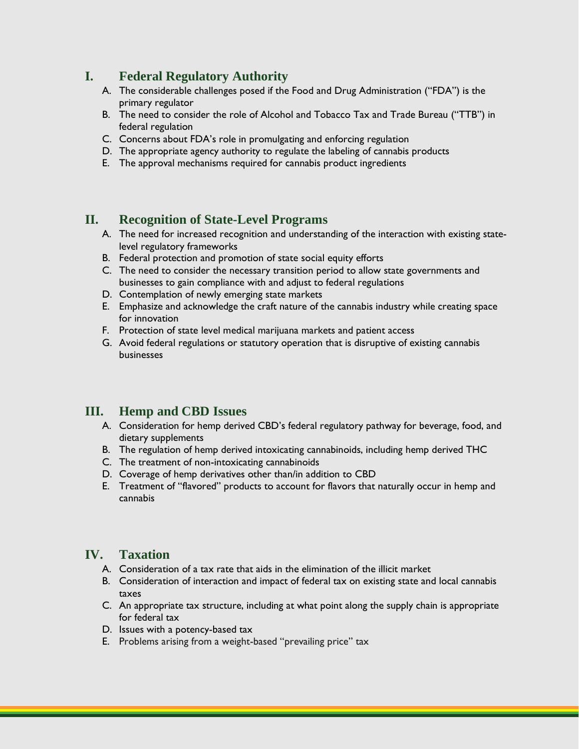## I. Federal Regulatory Authority

A. The considerable challenges posed if the Food and Drug Administration ("FDA") is the primary regulator
B. The need to consider the role of Alcohol and Tobacco Tax and Trade Bureau ("TTB") in federal regulation
C. Concerns about FDA's role in promulgating and enforcing regulation
D. The appropriate agency authority to regulate the labeling of cannabis products
E. The approval mechanisms required for cannabis product ingredients

## II. Recognition of State-Level Programs

A. The need for increased recognition and understanding of the interaction with existing state-level regulatory frameworks
B. Federal protection and promotion of state social equity efforts
C. The need to consider the necessary transition period to allow state governments and businesses to gain compliance with and adjust to federal regulations
D. Contemplation of newly emerging state markets
E. Emphasize and acknowledge the craft nature of the cannabis industry while creating space for innovation
F. Protection of state level medical marijuana markets and patient access
G. Avoid federal regulations or statutory operation that is disruptive of existing cannabis businesses

## III. Hemp and CBD Issues

A. Consideration for hemp derived CBD's federal regulatory pathway for beverage, food, and dietary supplements
B. The regulation of hemp derived intoxicating cannabinoids, including hemp derived THC
C. The treatment of non-intoxicating cannabinoids
D. Coverage of hemp derivatives other than/in addition to CBD
E. Treatment of "flavored" products to account for flavors that naturally occur in hemp and cannabis

## IV. Taxation

A. Consideration of a tax rate that aids in the elimination of the illicit market
B. Consideration of interaction and impact of federal tax on existing state and local cannabis taxes
C. An appropriate tax structure, including at what point along the supply chain is appropriate for federal tax
D. Issues with a potency-based tax
E. Problems arising from a weight-based "prevailing price" tax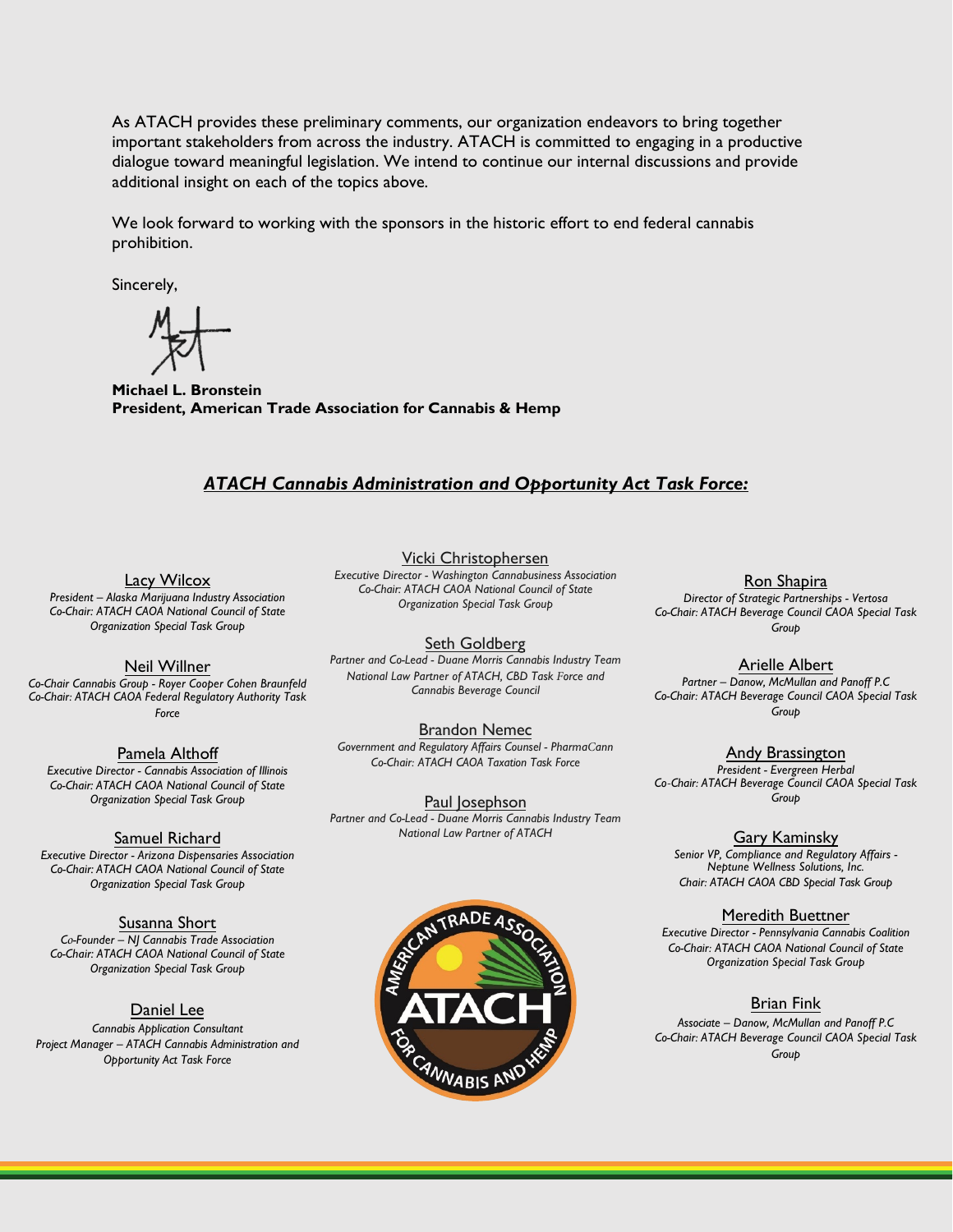As ATACH provides these preliminary comments, our organization endeavors to bring together important stakeholders from across the industry. ATACH is committed to engaging in a productive dialogue toward meaningful legislation. We intend to continue our internal discussions and provide additional insight on each of the topics above.

We look forward to working with the sponsors in the historic effort to end federal cannabis prohibition.

Sincerely,

**Michael L. Bronstein**
**President, American Trade Association for Cannabis & Hemp**

## *ATACH Cannabis Administration and Opportunity Act Task Force:*

Lacy Wilcox
*President – Alaska Marijuana Industry Association*
*Co-Chair: ATACH CAOA National Council of State Organization Special Task Group*

Neil Willner
*Co-Chair Cannabis Group - Royer Cooper Cohen Braunfeld*
*Co-Chair: ATACH CAOA Federal Regulatory Authority Task Force*

Pamela Althoff
*Executive Director - Cannabis Association of Illinois*
*Co-Chair: ATACH CAOA National Council of State Organization Special Task Group*

Samuel Richard
*Executive Director - Arizona Dispensaries Association*
*Co-Chair: ATACH CAOA National Council of State Organization Special Task Group*

Susanna Short
*Co-Founder – NJ Cannabis Trade Association*
*Co-Chair: ATACH CAOA National Council of State Organization Special Task Group*

Daniel Lee
*Cannabis Application Consultant*
*Project Manager – ATACH Cannabis Administration and Opportunity Act Task Force*

Vicki Christophersen
*Executive Director - Washington Cannabusiness Association*
*Co-Chair: ATACH CAOA National Council of State Organization Special Task Group*

Seth Goldberg
*Partner and Co-Lead - Duane Morris Cannabis Industry Team*
*National Law Partner of ATACH, CBD Task Force and Cannabis Beverage Council*

Brandon Nemec
*Government and Regulatory Affairs Counsel - PharmaCann*
*Co-Chair: ATACH CAOA Taxation Task Force*

Paul Josephson
*Partner and Co-Lead - Duane Morris Cannabis Industry Team*
*National Law Partner of ATACH*

Ron Shapira
*Director of Strategic Partnerships - Vertosa*
*Co-Chair: ATACH Beverage Council CAOA Special Task Group*

Arielle Albert
*Partner – Danow, McMullan and Panoff P.C*
*Co-Chair: ATACH Beverage Council CAOA Special Task Group*

Andy Brassington
*President - Evergreen Herbal*
*Co-Chair: ATACH Beverage Council CAOA Special Task Group*

Gary Kaminsky
*Senior VP, Compliance and Regulatory Affairs - Neptune Wellness Solutions, Inc.*
*Chair: ATACH CAOA CBD Special Task Group*

Meredith Buettner
*Executive Director - Pennsylvania Cannabis Coalition*
*Co-Chair: ATACH CAOA National Council of State Organization Special Task Group*

Brian Fink
*Associate – Danow, McMullan and Panoff P.C*
*Co-Chair: ATACH Beverage Council CAOA Special Task Group*